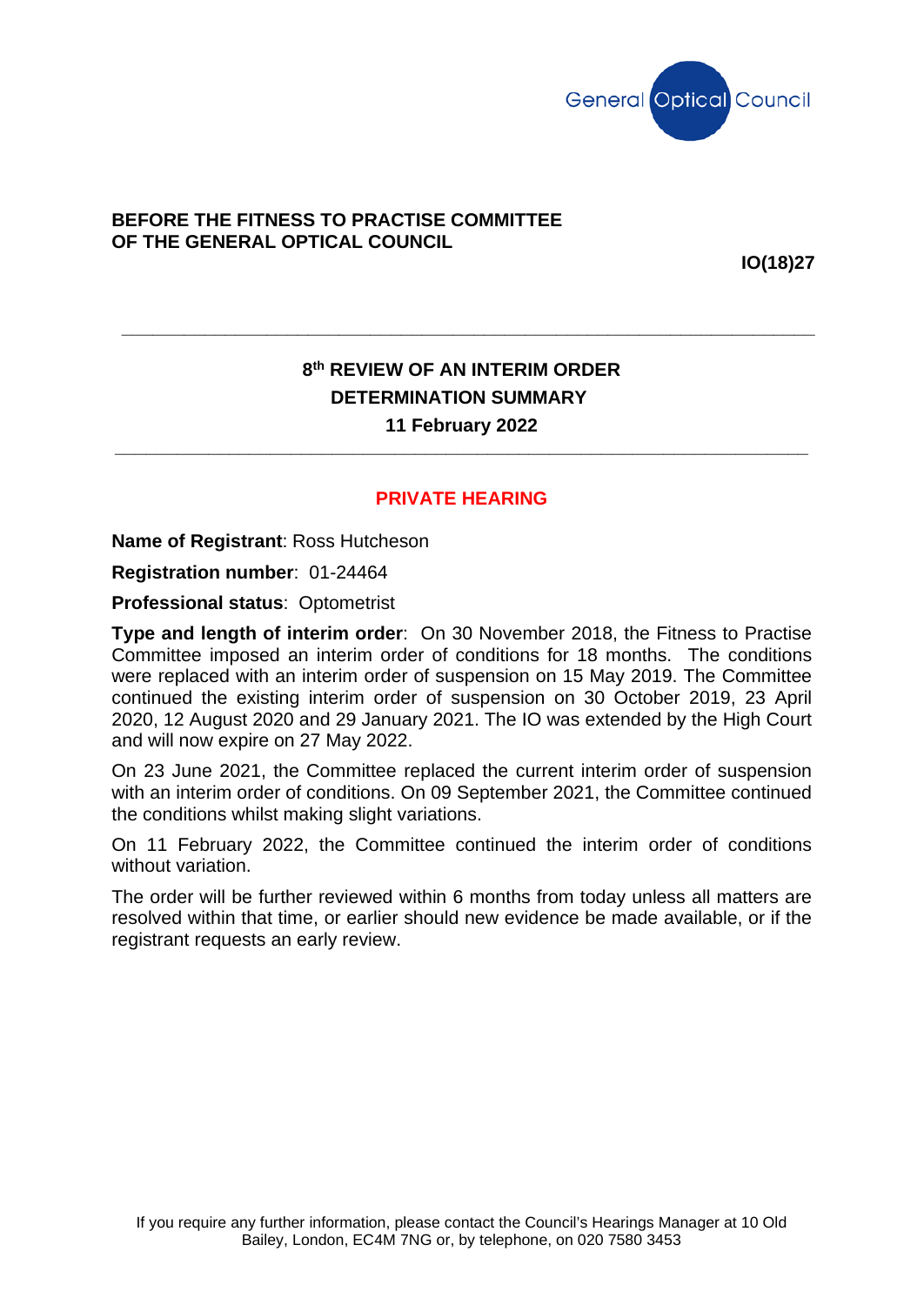**BEFORE THE FITNESS TO PRACTISE COMMITTEE OF THE GENERAL OPTICAL COUNCIL**

**IO(18)27**

---

## 8th REVIEW OF AN INTERIM ORDER
## DETERMINATION SUMMARY
## 11 February 2022

---

**PRIVATE HEARING**

**Name of Registrant**: Ross Hutcheson

**Registration number**: 01-24464

**Professional status**: Optometrist

**Type and length of interim order**: On 30 November 2018, the Fitness to Practise Committee imposed an interim order of conditions for 18 months. The conditions were replaced with an interim order of suspension on 15 May 2019. The Committee continued the existing interim order of suspension on 30 October 2019, 23 April 2020, 12 August 2020 and 29 January 2021. The IO was extended by the High Court and will now expire on 27 May 2022.

On 23 June 2021, the Committee replaced the current interim order of suspension with an interim order of conditions. On 09 September 2021, the Committee continued the conditions whilst making slight variations.

On 11 February 2022, the Committee continued the interim order of conditions without variation.

The order will be further reviewed within 6 months from today unless all matters are resolved within that time, or earlier should new evidence be made available, or if the registrant requests an early review.

If you require any further information, please contact the Council's Hearings Manager at 10 Old Bailey, London, EC4M 7NG or, by telephone, on 020 7580 3453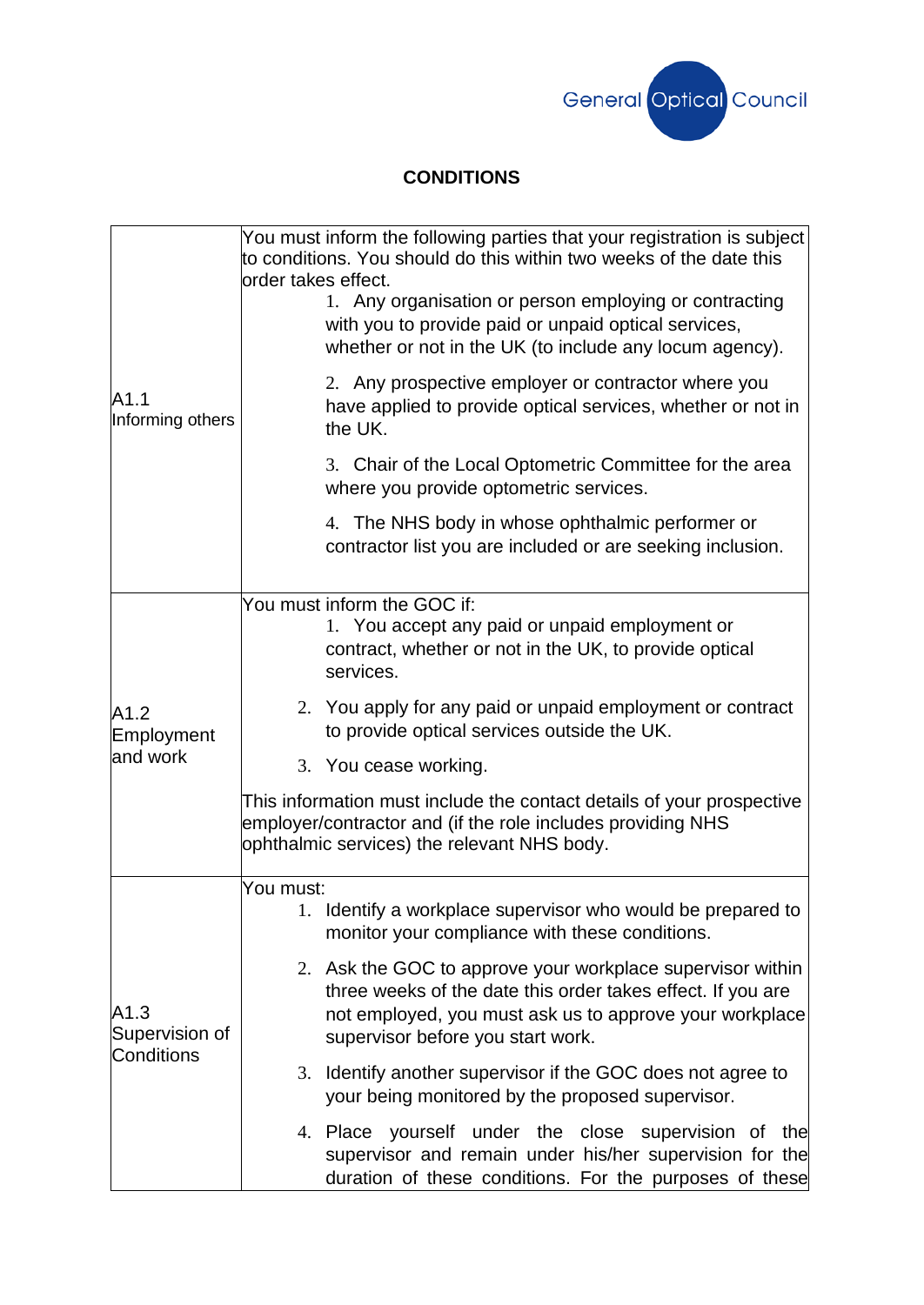**CONDITIONS**

| | |
|---|---|
| A1.1 Informing others | You must inform the following parties that your registration is subject to conditions. You should do this within two weeks of the date this order takes effect.<br>1. Any organisation or person employing or contracting with you to provide paid or unpaid optical services, whether or not in the UK (to include any locum agency).<br>2. Any prospective employer or contractor where you have applied to provide optical services, whether or not in the UK.<br>3. Chair of the Local Optometric Committee for the area where you provide optometric services.<br>4. The NHS body in whose ophthalmic performer or contractor list you are included or are seeking inclusion. |
| A1.2 Employment and work | You must inform the GOC if:<br>1. You accept any paid or unpaid employment or contract, whether or not in the UK, to provide optical services.<br>2. You apply for any paid or unpaid employment or contract to provide optical services outside the UK.<br>3. You cease working.<br>This information must include the contact details of your prospective employer/contractor and (if the role includes providing NHS ophthalmic services) the relevant NHS body. |
| A1.3 Supervision of Conditions | You must:<br>1. Identify a workplace supervisor who would be prepared to monitor your compliance with these conditions.<br>2. Ask the GOC to approve your workplace supervisor within three weeks of the date this order takes effect. If you are not employed, you must ask us to approve your workplace supervisor before you start work.<br>3. Identify another supervisor if the GOC does not agree to your being monitored by the proposed supervisor.<br>4. Place yourself under the close supervision of the supervisor and remain under his/her supervision for the duration of these conditions. For the purposes of these |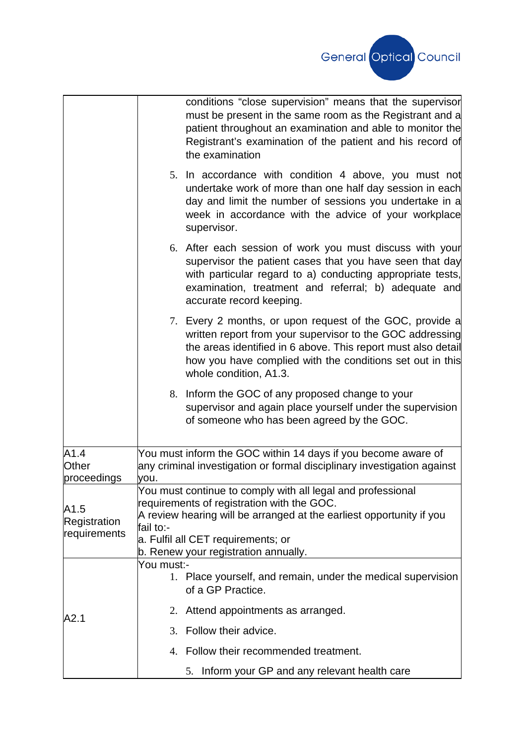| | |
|---|---|
| | conditions "close supervision" means that the supervisor must be present in the same room as the Registrant and a patient throughout an examination and able to monitor the Registrant's examination of the patient and his record of the examination<br><br>5. In accordance with condition 4 above, you must not undertake work of more than one half day session in each day and limit the number of sessions you undertake in a week in accordance with the advice of your workplace supervisor.<br><br>6. After each session of work you must discuss with your supervisor the patient cases that you have seen that day with particular regard to a) conducting appropriate tests, examination, treatment and referral; b) adequate and accurate record keeping.<br><br>7. Every 2 months, or upon request of the GOC, provide a written report from your supervisor to the GOC addressing the areas identified in 6 above. This report must also detail how you have complied with the conditions set out in this whole condition, A1.3.<br><br>8. Inform the GOC of any proposed change to your supervisor and again place yourself under the supervision of someone who has been agreed by the GOC. |
| A1.4 Other proceedings | You must inform the GOC within 14 days if you become aware of any criminal investigation or formal disciplinary investigation against you. |
| A1.5 Registration requirements | You must continue to comply with all legal and professional requirements of registration with the GOC.<br>A review hearing will be arranged at the earliest opportunity if you fail to:-<br>a. Fulfil all CET requirements; or<br>b. Renew your registration annually. |
| A2.1 | You must:-<br>1. Place yourself, and remain, under the medical supervision of a GP Practice.<br>2. Attend appointments as arranged.<br>3. Follow their advice.<br>4. Follow their recommended treatment.<br>5. Inform your GP and any relevant health care |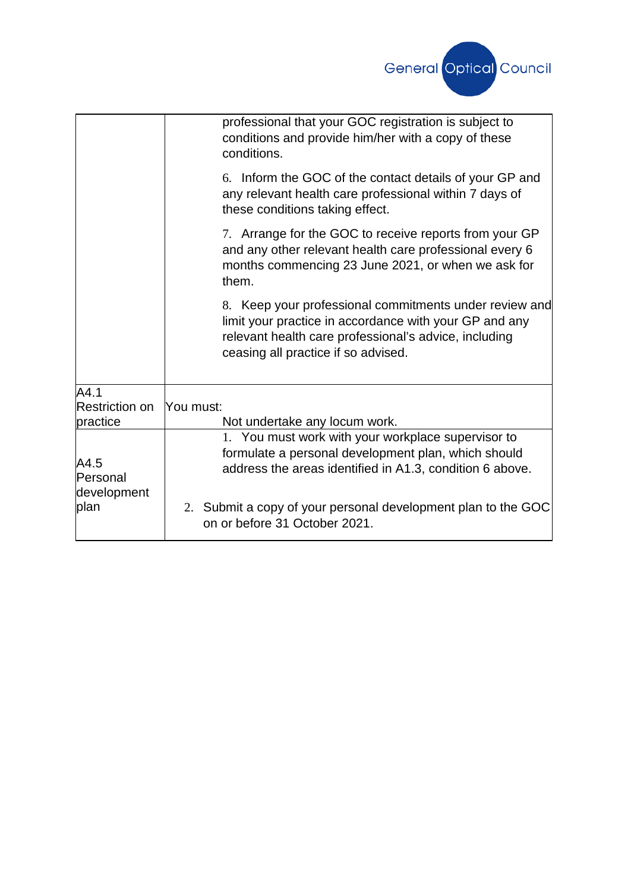| | |
|---|---|
| | professional that your GOC registration is subject to conditions and provide him/her with a copy of these conditions.<br><br>6. Inform the GOC of the contact details of your GP and any relevant health care professional within 7 days of these conditions taking effect.<br><br>7. Arrange for the GOC to receive reports from your GP and any other relevant health care professional every 6 months commencing 23 June 2021, or when we ask for them.<br><br>8. Keep your professional commitments under review and limit your practice in accordance with your GP and any relevant health care professional's advice, including ceasing all practice if so advised. |
| A4.1 Restriction on practice | You must:<br>Not undertake any locum work. |
| A4.5 Personal development plan | 1. You must work with your workplace supervisor to formulate a personal development plan, which should address the areas identified in A1.3, condition 6 above.<br><br>2. Submit a copy of your personal development plan to the GOC on or before 31 October 2021. |